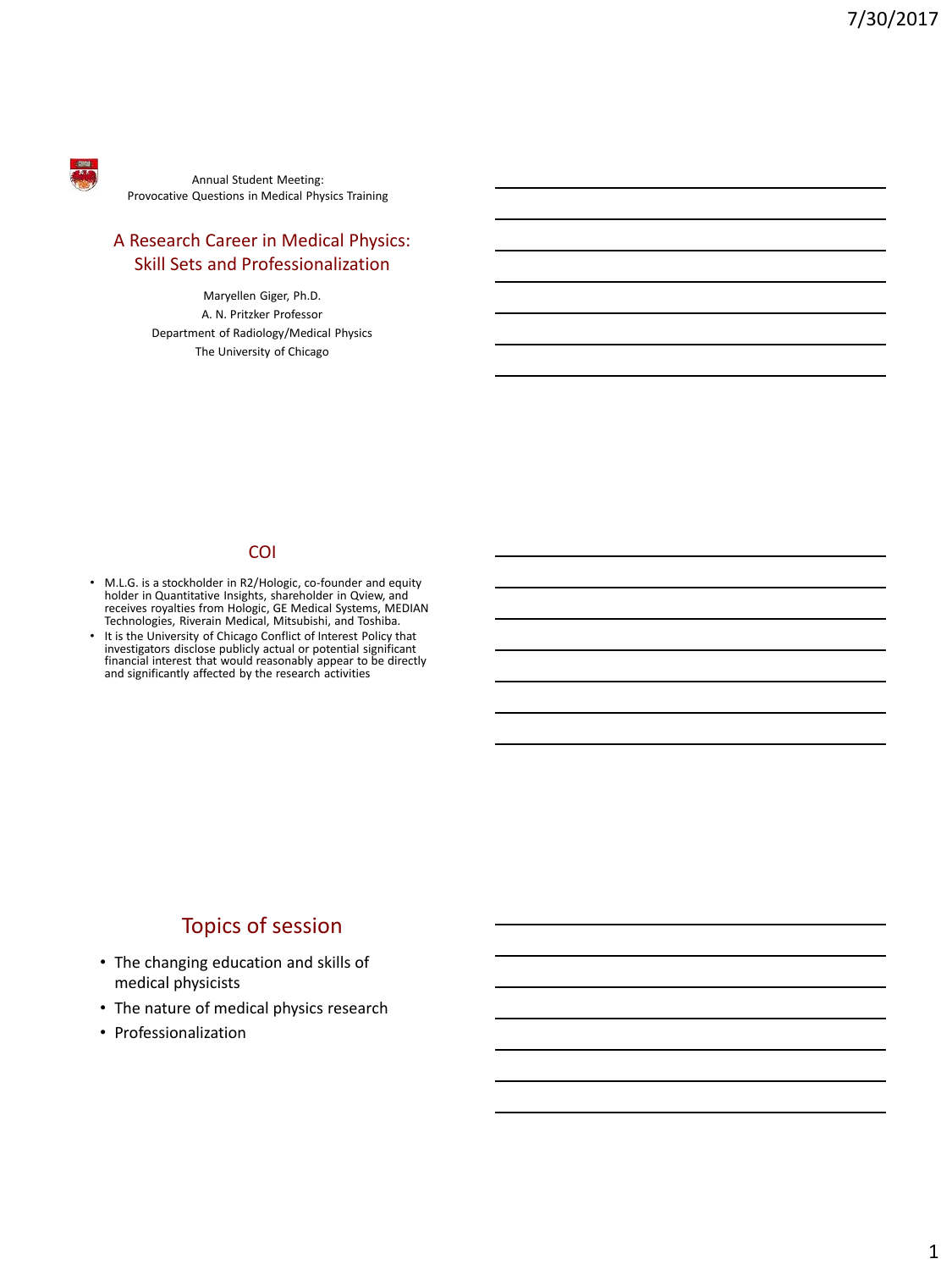Annual Student Meeting:
Provocative Questions in Medical Physics Training

## A Research Career in Medical Physics: Skill Sets and Professionalization

Maryellen Giger, Ph.D.
A. N. Pritzker Professor
Department of Radiology/Medical Physics
The University of Chicago

## COI

- M.L.G. is a stockholder in R2/Hologic, co-founder and equity holder in Quantitative Insights, shareholder in Qview, and receives royalties from Hologic, GE Medical Systems, MEDIAN Technologies, Riverain Medical, Mitsubishi, and Toshiba.
- It is the University of Chicago Conflict of Interest Policy that investigators disclose publicly actual or potential significant financial interest that would reasonably appear to be directly and significantly affected by the research activities

## Topics of session

- The changing education and skills of medical physicists
- The nature of medical physics research
- Professionalization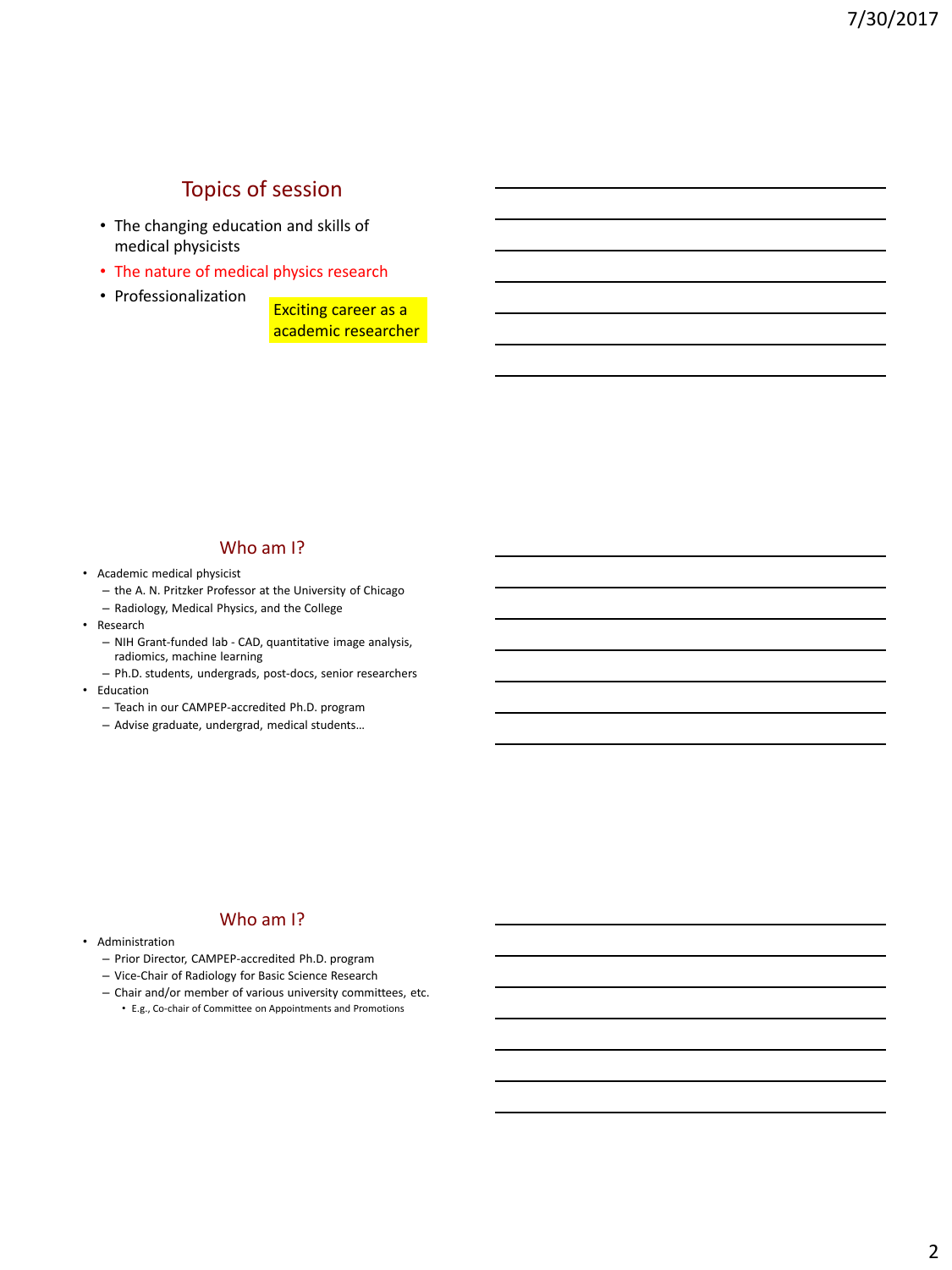## Topics of session

- The changing education and skills of medical physicists
- The nature of medical physics research
- Professionalization

Exciting career as a academic researcher

## Who am I?

- Academic medical physicist
  - the A. N. Pritzker Professor at the University of Chicago
  - Radiology, Medical Physics, and the College
- Research
  - NIH Grant-funded lab - CAD, quantitative image analysis, radiomics, machine learning
  - Ph.D. students, undergrads, post-docs, senior researchers
- Education
  - Teach in our CAMPEP-accredited Ph.D. program
  - Advise graduate, undergrad, medical students…

## Who am I?

- Administration
  - Prior Director, CAMPEP-accredited Ph.D. program
  - Vice-Chair of Radiology for Basic Science Research
  - Chair and/or member of various university committees, etc.
    - E.g., Co-chair of Committee on Appointments and Promotions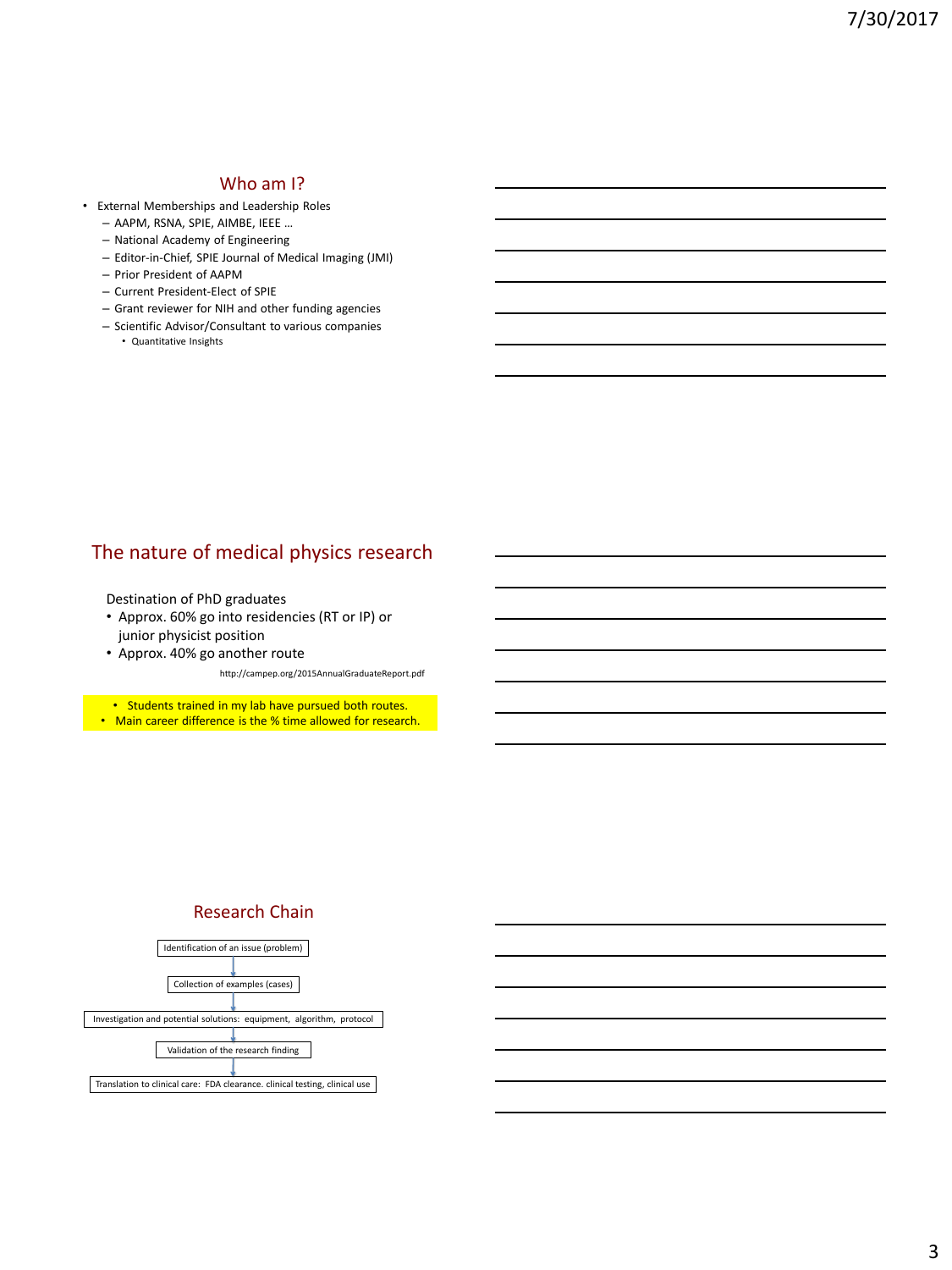## Who am I?

- External Memberships and Leadership Roles
  - AAPM, RSNA, SPIE, AIMBE, IEEE …
  - National Academy of Engineering
  - Editor-in-Chief, SPIE Journal of Medical Imaging (JMI)
  - Prior President of AAPM
  - Current President-Elect of SPIE
  - Grant reviewer for NIH and other funding agencies
  - Scientific Advisor/Consultant to various companies
    - Quantitative Insights

## The nature of medical physics research

Destination of PhD graduates

- Approx. 60% go into residencies (RT or IP) or junior physicist position
- Approx. 40% go another route

http://campep.org/2015AnnualGraduateReport.pdf

- Students trained in my lab have pursued both routes.
- Main career difference is the % time allowed for research.

## Research Chain

Identification of an issue (problem)

↓

Collection of examples (cases)

↓

Investigation and potential solutions: equipment, algorithm, protocol

↓

Validation of the research finding

↓

Translation to clinical care: FDA clearance. clinical testing, clinical use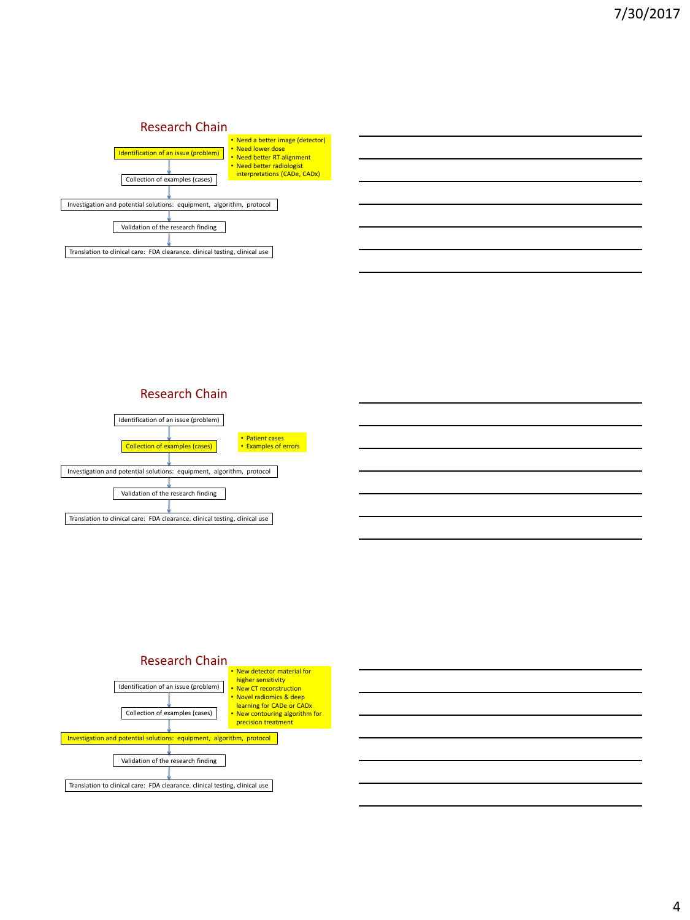## Research Chain

- Identification of an issue (problem)
  - Need a better image (detector)
  - Need lower dose
  - Need better RT alignment
  - Need better radiologist interpretations (CADe, CADx)
- Collection of examples (cases)
- Investigation and potential solutions: equipment, algorithm, protocol
- Validation of the research finding
- Translation to clinical care: FDA clearance. clinical testing, clinical use

## Research Chain

- Identification of an issue (problem)
- Collection of examples (cases)
  - Patient cases
  - Examples of errors
- Investigation and potential solutions: equipment, algorithm, protocol
- Validation of the research finding
- Translation to clinical care: FDA clearance. clinical testing, clinical use

## Research Chain

- Identification of an issue (problem)
- Collection of examples (cases)
- Investigation and potential solutions: equipment, algorithm, protocol
  - New detector material for higher sensitivity
  - New CT reconstruction
  - Novel radiomics & deep learning for CADe or CADx
  - New contouring algorithm for precision treatment
- Validation of the research finding
- Translation to clinical care: FDA clearance. clinical testing, clinical use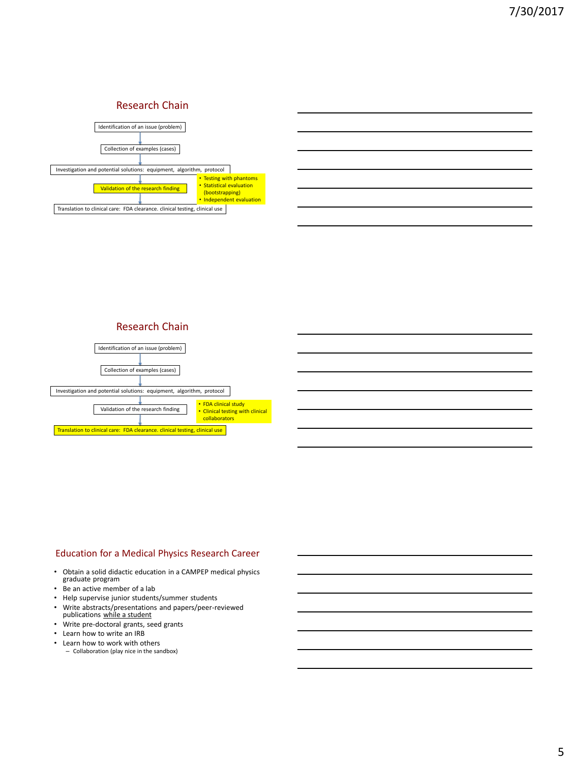## Research Chain

Identification of an issue (problem)

↓

Collection of examples (cases)

↓

Investigation and potential solutions: equipment, algorithm, protocol

↓

**Validation of the research finding**

- Testing with phantoms
- Statistical evaluation (bootstrapping)
- Independent evaluation

↓

Translation to clinical care: FDA clearance. clinical testing, clinical use

## Research Chain

Identification of an issue (problem)

↓

Collection of examples (cases)

↓

Investigation and potential solutions: equipment, algorithm, protocol

↓

Validation of the research finding

- FDA clinical study
- Clinical testing with clinical collaborators

↓

**Translation to clinical care: FDA clearance. clinical testing, clinical use**

## Education for a Medical Physics Research Career

- Obtain a solid didactic education in a CAMPEP medical physics graduate program
- Be an active member of a lab
- Help supervise junior students/summer students
- Write abstracts/presentations and papers/peer-reviewed publications while a student
- Write pre-doctoral grants, seed grants
- Learn how to write an IRB
- Learn how to work with others
  - Collaboration (play nice in the sandbox)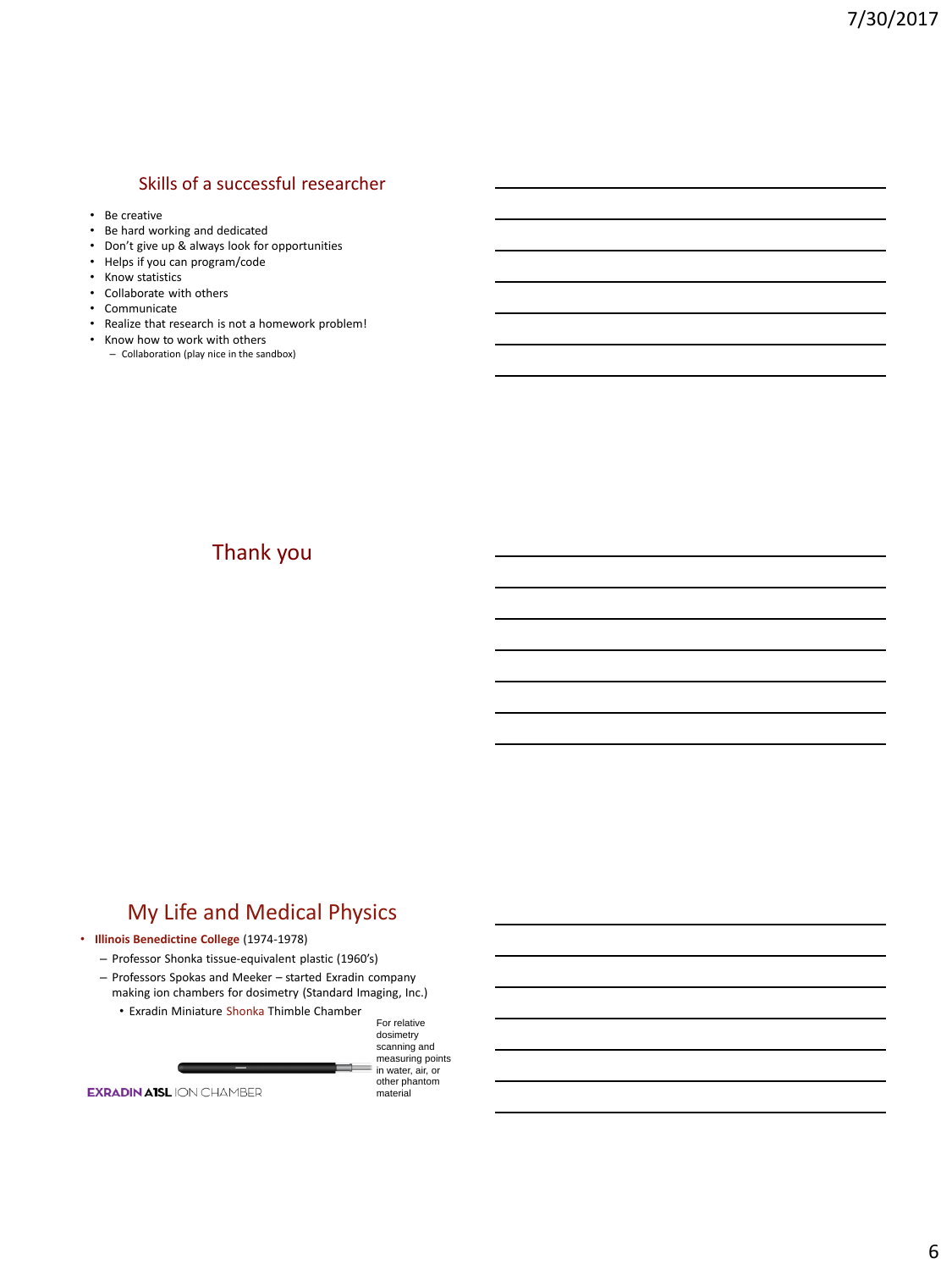## Skills of a successful researcher

- Be creative
- Be hard working and dedicated
- Don't give up & always look for opportunities
- Helps if you can program/code
- Know statistics
- Collaborate with others
- Communicate
- Realize that research is not a homework problem!
- Know how to work with others
  - Collaboration (play nice in the sandbox)

## Thank you

## My Life and Medical Physics

- **Illinois Benedictine College** (1974-1978)
  - Professor Shonka tissue-equivalent plastic (1960's)
  - Professors Spokas and Meeker – started Exradin company making ion chambers for dosimetry (Standard Imaging, Inc.)
    - Exradin Miniature Shonka Thimble Chamber

For relative dosimetry scanning and measuring points in water, air, or other phantom material

EXRADIN A1SL ION CHAMBER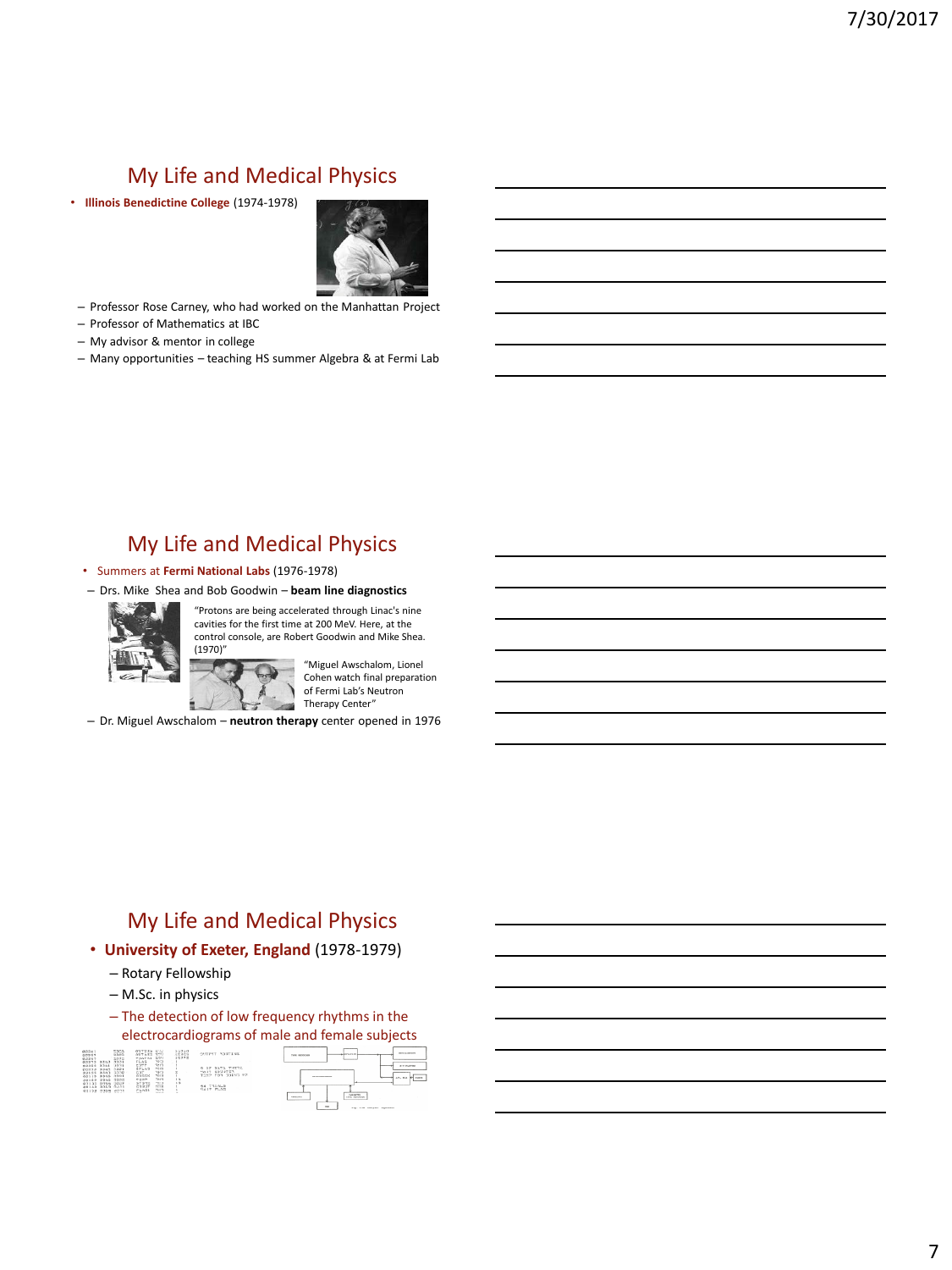## My Life and Medical Physics

- **Illinois Benedictine College** (1974-1978)
  - Professor Rose Carney, who had worked on the Manhattan Project
  - Professor of Mathematics at IBC
  - My advisor & mentor in college
  - Many opportunities – teaching HS summer Algebra & at Fermi Lab

## My Life and Medical Physics

- Summers at **Fermi National Labs** (1976-1978)
  - Drs. Mike Shea and Bob Goodwin – **beam line diagnostics**

"Protons are being accelerated through Linac's nine cavities for the first time at 200 MeV. Here, at the control console, are Robert Goodwin and Mike Shea. (1970)"

"Miguel Awschalom, Lionel Cohen watch final preparation of Fermi Lab's Neutron Therapy Center"

  - Dr. Miguel Awschalom – **neutron therapy** center opened in 1976

## My Life and Medical Physics

- **University of Exeter, England** (1978-1979)
  - Rotary Fellowship
  - M.Sc. in physics
  - The detection of low frequency rhythms in the electrocardiograms of male and female subjects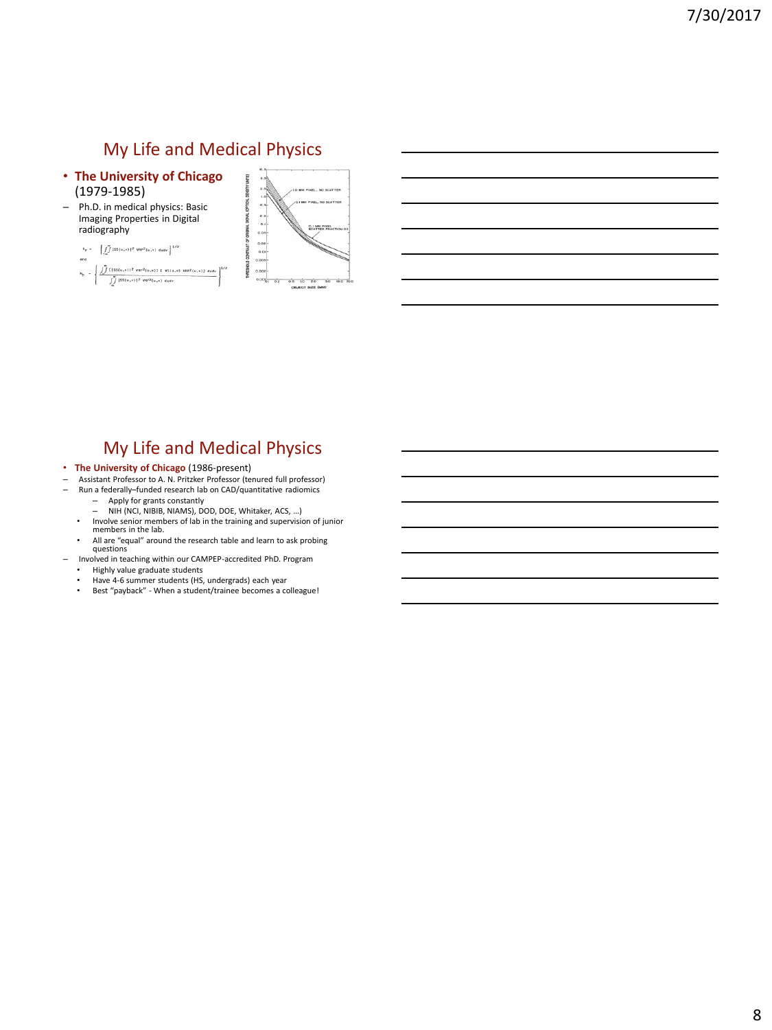## My Life and Medical Physics

- **The University of Chicago** (1979-1985)
  - Ph.D. in medical physics: Basic Imaging Properties in Digital radiography

$$S_F = \left[ \int\int |SS(u,v)|^2 \, VRF^2(u,v) \, du dv \right]^{1/2}$$

and

$$N_F = \left\{ \frac{\int\int [\,|SS(u,v)|^2 \, VRF^2(u,v)\,] \, [\,WS(u,v) \, VRF^2(u,v)\,] \, du dv}{\int\int |SS(u,v)|^2 \, VRF^2(u,v) \, du dv} \right\}^{1/2}$$

THRESHOLD CONTRAST OF ORIGINAL SIGNAL (OPTICAL DENSITY UNITS)

1.0 MM PIXEL, NO SCATTER

0.1 MM PIXEL, NO SCATTER

0.1 MM PIXEL SCATTER FRACTION 0.5

OBJECT SIZE (MM)

## My Life and Medical Physics

- **The University of Chicago** (1986-present)
  - Assistant Professor to A. N. Pritzker Professor (tenured full professor)
  - Run a federally–funded research lab on CAD/quantitative radiomics
    - Apply for grants constantly
    - NIH (NCI, NIBIB, NIAMS), DOD, DOE, Whitaker, ACS, …
    - Involve senior members of lab in the training and supervision of junior members in the lab.
    - All are "equal" around the research table and learn to ask probing questions
  - Involved in teaching within our CAMPEP-accredited PhD. Program
    - Highly value graduate students
    - Have 4-6 summer students (HS, undergrads) each year
    - Best "payback" - When a student/trainee becomes a colleague!